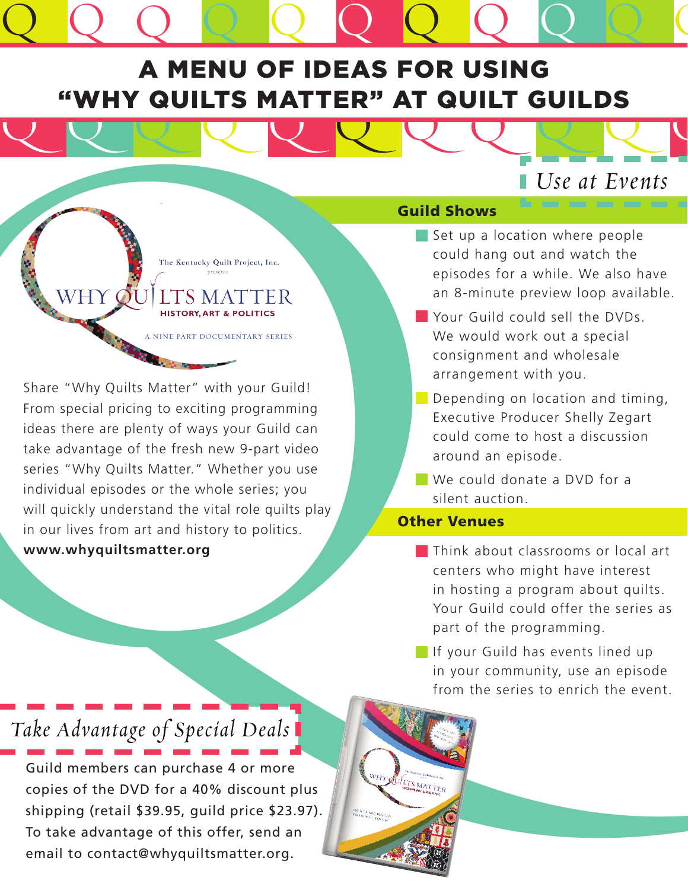# A MENU OF IDEAS FOR USING "WHY QUILTS MATTER" AT QUILT GUILDS

The Kentucky Quilt Project, Inc. presents

WHY QUILTS MATTER
HISTORY, ART & POLITICS

A NINE PART DOCUMENTARY SERIES

Share "Why Quilts Matter" with your Guild! From special pricing to exciting programming ideas there are plenty of ways your Guild can take advantage of the fresh new 9-part video series "Why Quilts Matter." Whether you use individual episodes or the whole series; you will quickly understand the vital role quilts play in our lives from art and history to politics.
**www.whyquiltsmatter.org**

## *Use at Events*

### Guild Shows

- Set up a location where people could hang out and watch the episodes for a while. We also have an 8-minute preview loop available.
- Your Guild could sell the DVDs. We would work out a special consignment and wholesale arrangement with you.
- Depending on location and timing, Executive Producer Shelly Zegart could come to host a discussion around an episode.
- We could donate a DVD for a silent auction.

### Other Venues

- Think about classrooms or local art centers who might have interest in hosting a program about quilts. Your Guild could offer the series as part of the programming.
- If your Guild has events lined up in your community, use an episode from the series to enrich the event.

## *Take Advantage of Special Deals*

Guild members can purchase 4 or more copies of the DVD for a 40% discount plus shipping (retail $39.95, guild price $23.97). To take advantage of this offer, send an email to contact@whyquiltsmatter.org.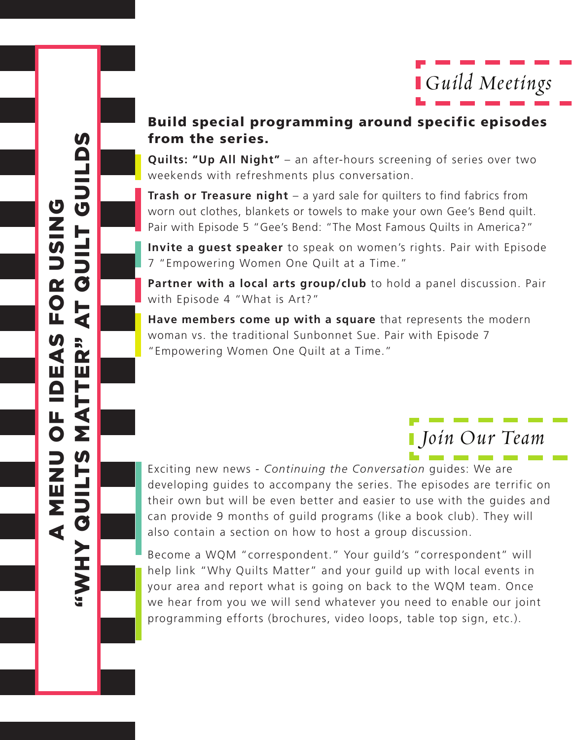# A MENU OF IDEAS FOR USING "WHY QUILTS MATTER" AT QUILT GUILDS

## *Guild Meetings*

**Build special programming around specific episodes from the series.**

**Quilts: "Up All Night"** – an after-hours screening of series over two weekends with refreshments plus conversation.

**Trash or Treasure night** – a yard sale for quilters to find fabrics from worn out clothes, blankets or towels to make your own Gee's Bend quilt. Pair with Episode 5 "Gee's Bend: "The Most Famous Quilts in America?"

**Invite a guest speaker** to speak on women's rights. Pair with Episode 7 "Empowering Women One Quilt at a Time."

**Partner with a local arts group/club** to hold a panel discussion. Pair with Episode 4 "What is Art?"

**Have members come up with a square** that represents the modern woman vs. the traditional Sunbonnet Sue. Pair with Episode 7 "Empowering Women One Quilt at a Time."

## *Join Our Team*

Exciting new news - *Continuing the Conversation* guides: We are developing guides to accompany the series. The episodes are terrific on their own but will be even better and easier to use with the guides and can provide 9 months of guild programs (like a book club). They will also contain a section on how to host a group discussion.

Become a WQM "correspondent." Your guild's "correspondent" will help link "Why Quilts Matter" and your guild up with local events in your area and report what is going on back to the WQM team. Once we hear from you we will send whatever you need to enable our joint programming efforts (brochures, video loops, table top sign, etc.).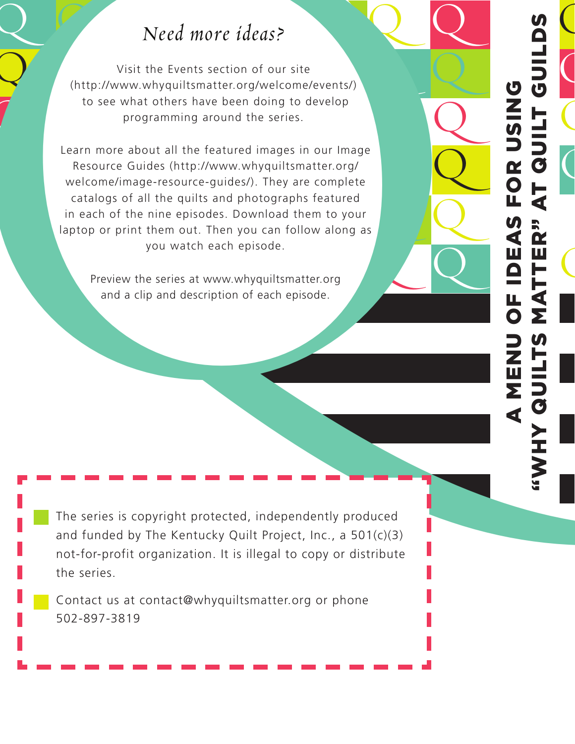# A MENU OF IDEAS FOR USING "WHY QUILTS MATTER" AT QUILT GUILDS

## *Need more ideas?*

Visit the Events section of our site (http://www.whyquiltsmatter.org/welcome/events/) to see what others have been doing to develop programming around the series.

Learn more about all the featured images in our Image Resource Guides (http://www.whyquiltsmatter.org/welcome/image-resource-guides/). They are complete catalogs of all the quilts and photographs featured in each of the nine episodes. Download them to your laptop or print them out. Then you can follow along as you watch each episode.

Preview the series at www.whyquiltsmatter.org and a clip and description of each episode.

- The series is copyright protected, independently produced and funded by The Kentucky Quilt Project, Inc., a 501(c)(3) not-for-profit organization. It is illegal to copy or distribute the series.
- Contact us at contact@whyquiltsmatter.org or phone 502-897-3819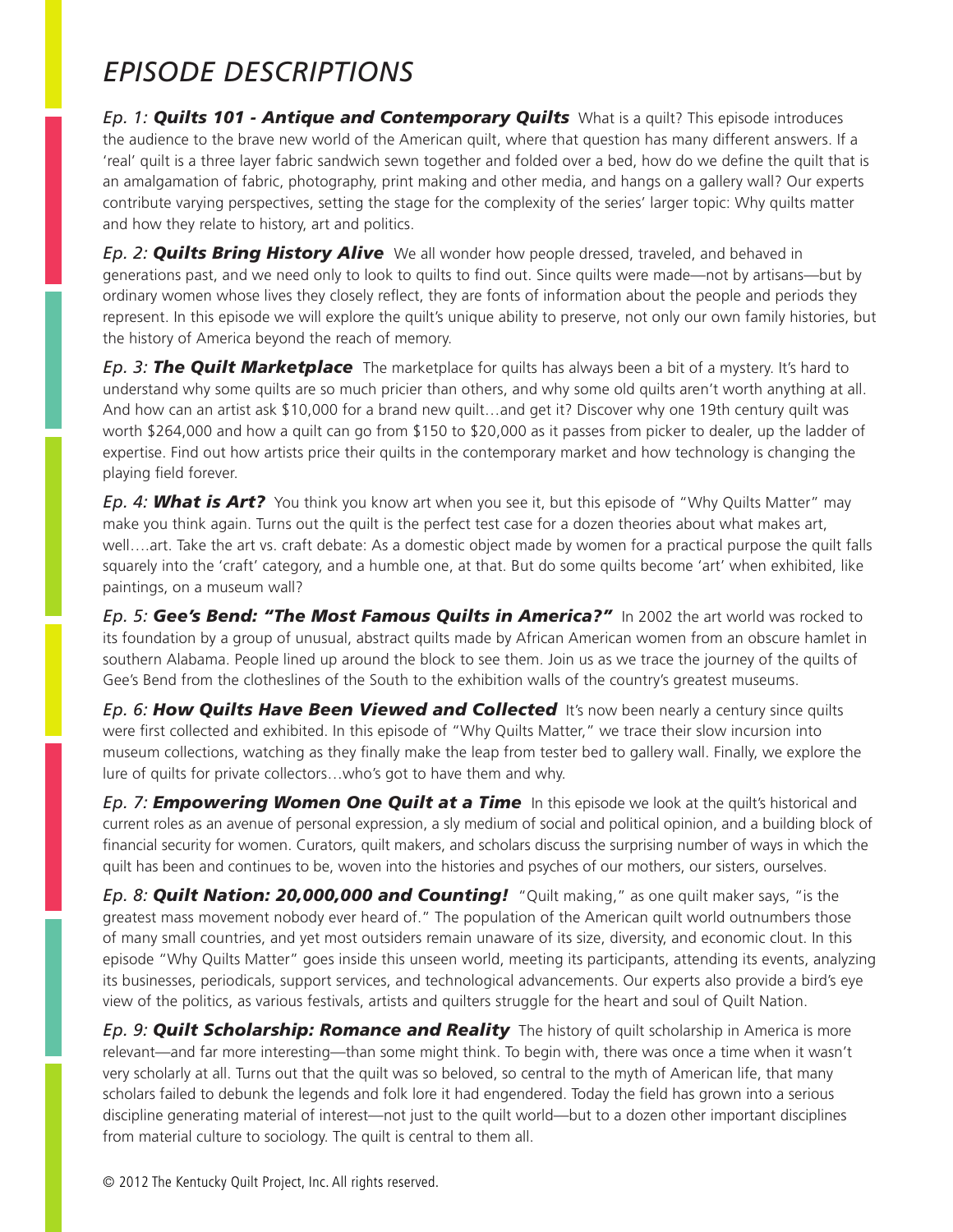# *EPISODE DESCRIPTIONS*

*Ep. 1:* ***Quilts 101 - Antique and Contemporary Quilts*** What is a quilt? This episode introduces the audience to the brave new world of the American quilt, where that question has many different answers. If a 'real' quilt is a three layer fabric sandwich sewn together and folded over a bed, how do we define the quilt that is an amalgamation of fabric, photography, print making and other media, and hangs on a gallery wall? Our experts contribute varying perspectives, setting the stage for the complexity of the series' larger topic: Why quilts matter and how they relate to history, art and politics.

*Ep. 2:* ***Quilts Bring History Alive*** We all wonder how people dressed, traveled, and behaved in generations past, and we need only to look to quilts to find out. Since quilts were made—not by artisans—but by ordinary women whose lives they closely reflect, they are fonts of information about the people and periods they represent. In this episode we will explore the quilt's unique ability to preserve, not only our own family histories, but the history of America beyond the reach of memory.

*Ep. 3:* ***The Quilt Marketplace*** The marketplace for quilts has always been a bit of a mystery. It's hard to understand why some quilts are so much pricier than others, and why some old quilts aren't worth anything at all. And how can an artist ask $10,000 for a brand new quilt…and get it? Discover why one 19th century quilt was worth $264,000 and how a quilt can go from $150 to $20,000 as it passes from picker to dealer, up the ladder of expertise. Find out how artists price their quilts in the contemporary market and how technology is changing the playing field forever.

*Ep. 4:* ***What is Art?*** You think you know art when you see it, but this episode of "Why Quilts Matter" may make you think again. Turns out the quilt is the perfect test case for a dozen theories about what makes art, well….art. Take the art vs. craft debate: As a domestic object made by women for a practical purpose the quilt falls squarely into the 'craft' category, and a humble one, at that. But do some quilts become 'art' when exhibited, like paintings, on a museum wall?

*Ep. 5:* ***Gee's Bend: "The Most Famous Quilts in America?"*** In 2002 the art world was rocked to its foundation by a group of unusual, abstract quilts made by African American women from an obscure hamlet in southern Alabama. People lined up around the block to see them. Join us as we trace the journey of the quilts of Gee's Bend from the clotheslines of the South to the exhibition walls of the country's greatest museums.

*Ep. 6:* ***How Quilts Have Been Viewed and Collected*** It's now been nearly a century since quilts were first collected and exhibited. In this episode of "Why Quilts Matter," we trace their slow incursion into museum collections, watching as they finally make the leap from tester bed to gallery wall. Finally, we explore the lure of quilts for private collectors…who's got to have them and why.

*Ep. 7:* ***Empowering Women One Quilt at a Time*** In this episode we look at the quilt's historical and current roles as an avenue of personal expression, a sly medium of social and political opinion, and a building block of financial security for women. Curators, quilt makers, and scholars discuss the surprising number of ways in which the quilt has been and continues to be, woven into the histories and psyches of our mothers, our sisters, ourselves.

*Ep. 8:* ***Quilt Nation: 20,000,000 and Counting!*** "Quilt making," as one quilt maker says, "is the greatest mass movement nobody ever heard of." The population of the American quilt world outnumbers those of many small countries, and yet most outsiders remain unaware of its size, diversity, and economic clout. In this episode "Why Quilts Matter" goes inside this unseen world, meeting its participants, attending its events, analyzing its businesses, periodicals, support services, and technological advancements. Our experts also provide a bird's eye view of the politics, as various festivals, artists and quilters struggle for the heart and soul of Quilt Nation.

*Ep. 9:* ***Quilt Scholarship: Romance and Reality*** The history of quilt scholarship in America is more relevant—and far more interesting—than some might think. To begin with, there was once a time when it wasn't very scholarly at all. Turns out that the quilt was so beloved, so central to the myth of American life, that many scholars failed to debunk the legends and folk lore it had engendered. Today the field has grown into a serious discipline generating material of interest—not just to the quilt world—but to a dozen other important disciplines from material culture to sociology. The quilt is central to them all.

© 2012 The Kentucky Quilt Project, Inc. All rights reserved.